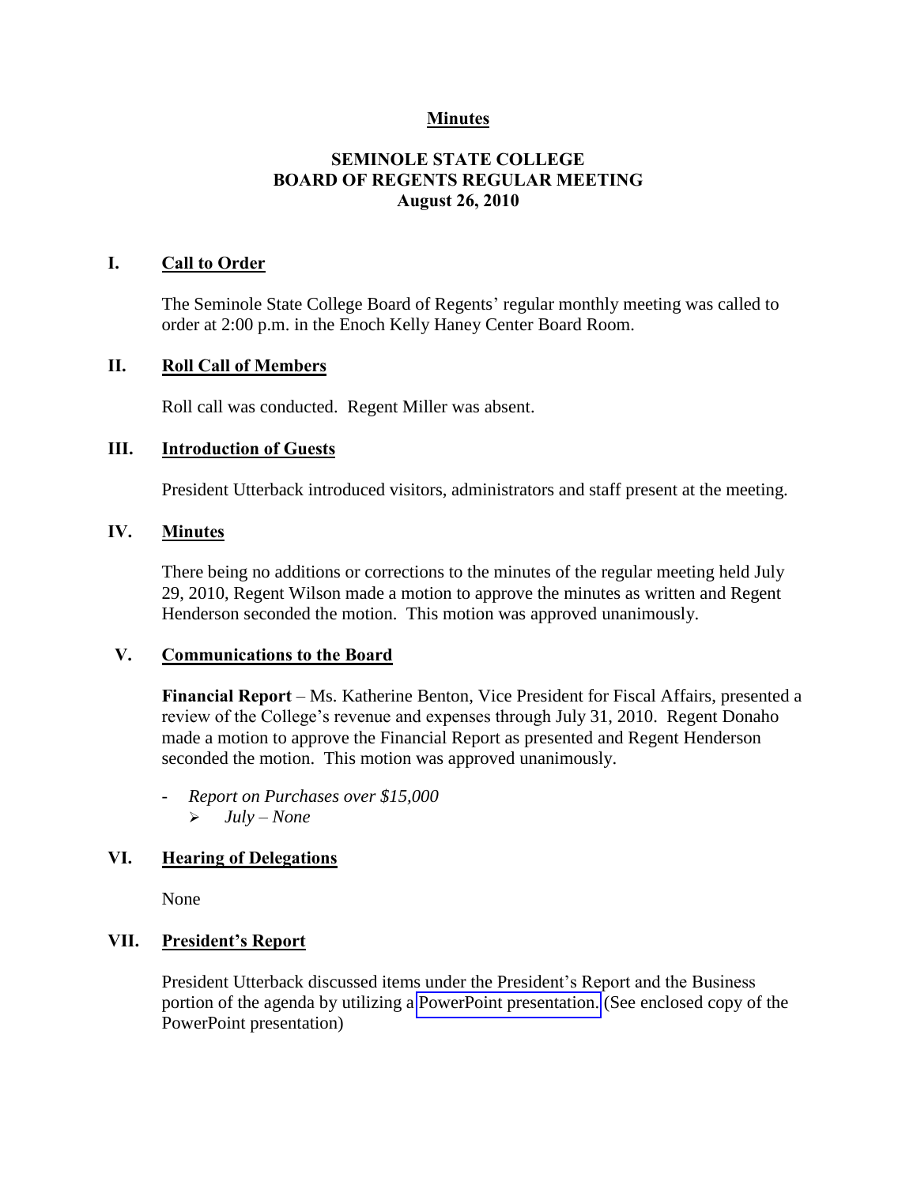**Minutes**

# SEMINOLE STATE COLLEGE
# BOARD OF REGENTS REGULAR MEETING
# August 26, 2010

## I. Call to Order

The Seminole State College Board of Regents' regular monthly meeting was called to order at 2:00 p.m. in the Enoch Kelly Haney Center Board Room.

## II. Roll Call of Members

Roll call was conducted. Regent Miller was absent.

## III. Introduction of Guests

President Utterback introduced visitors, administrators and staff present at the meeting.

## IV. Minutes

There being no additions or corrections to the minutes of the regular meeting held July 29, 2010, Regent Wilson made a motion to approve the minutes as written and Regent Henderson seconded the motion. This motion was approved unanimously.

## V. Communications to the Board

**Financial Report** – Ms. Katherine Benton, Vice President for Fiscal Affairs, presented a review of the College's revenue and expenses through July 31, 2010. Regent Donaho made a motion to approve the Financial Report as presented and Regent Henderson seconded the motion. This motion was approved unanimously.

- *Report on Purchases over $15,000*
  - *July – None*

## VI. Hearing of Delegations

None

## VII. President's Report

President Utterback discussed items under the President's Report and the Business portion of the agenda by utilizing a PowerPoint presentation. (See enclosed copy of the PowerPoint presentation)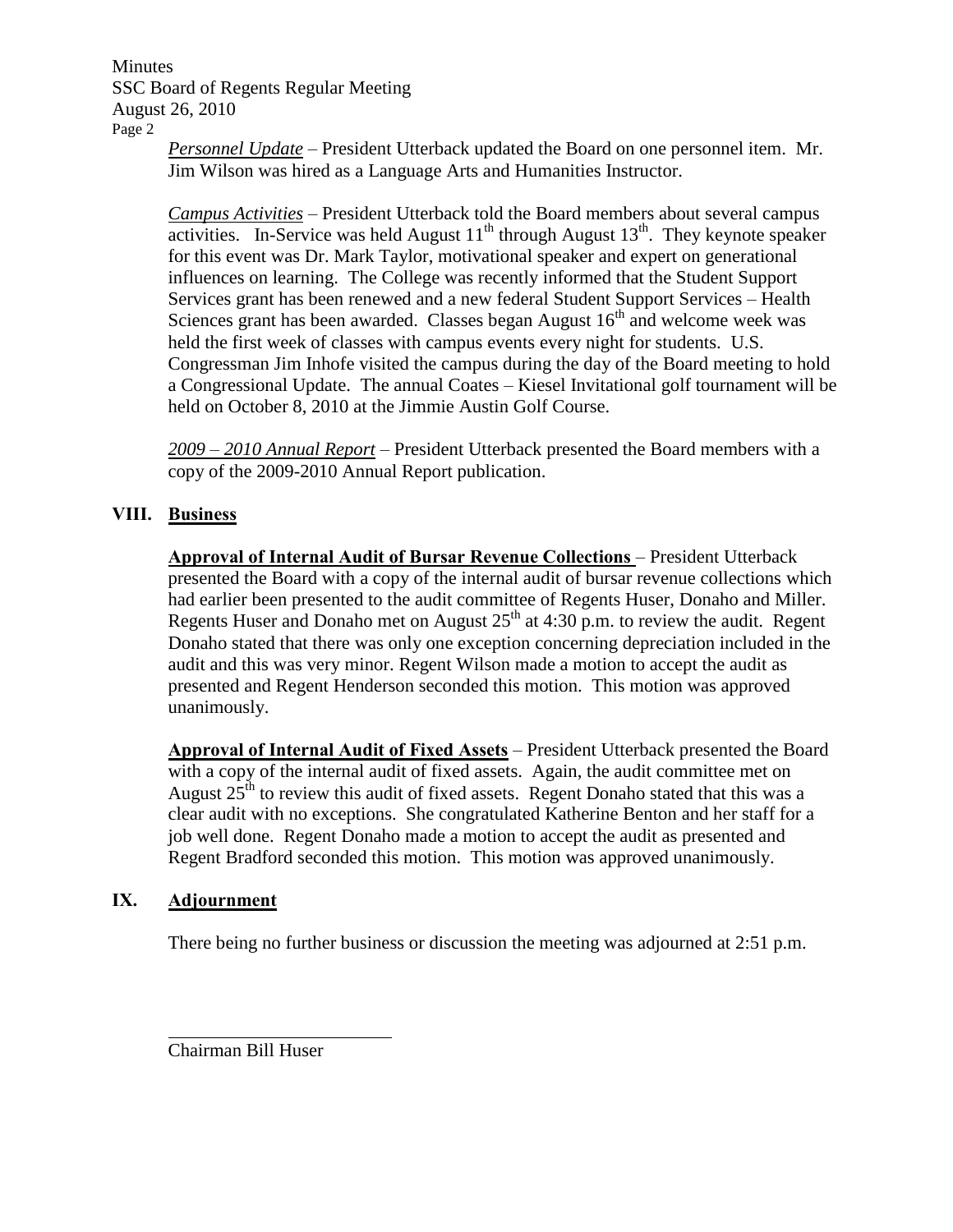*Personnel Update* – President Utterback updated the Board on one personnel item. Mr. Jim Wilson was hired as a Language Arts and Humanities Instructor.

*Campus Activities* – President Utterback told the Board members about several campus activities. In-Service was held August 11th through August 13th. They keynote speaker for this event was Dr. Mark Taylor, motivational speaker and expert on generational influences on learning. The College was recently informed that the Student Support Services grant has been renewed and a new federal Student Support Services – Health Sciences grant has been awarded. Classes began August 16th and welcome week was held the first week of classes with campus events every night for students. U.S. Congressman Jim Inhofe visited the campus during the day of the Board meeting to hold a Congressional Update. The annual Coates – Kiesel Invitational golf tournament will be held on October 8, 2010 at the Jimmie Austin Golf Course.

*2009 – 2010 Annual Report* – President Utterback presented the Board members with a copy of the 2009-2010 Annual Report publication.

## VIII. Business

**Approval of Internal Audit of Bursar Revenue Collections** – President Utterback presented the Board with a copy of the internal audit of bursar revenue collections which had earlier been presented to the audit committee of Regents Huser, Donaho and Miller. Regents Huser and Donaho met on August 25th at 4:30 p.m. to review the audit. Regent Donaho stated that there was only one exception concerning depreciation included in the audit and this was very minor. Regent Wilson made a motion to accept the audit as presented and Regent Henderson seconded this motion. This motion was approved unanimously.

**Approval of Internal Audit of Fixed Assets** – President Utterback presented the Board with a copy of the internal audit of fixed assets. Again, the audit committee met on August 25th to review this audit of fixed assets. Regent Donaho stated that this was a clear audit with no exceptions. She congratulated Katherine Benton and her staff for a job well done. Regent Donaho made a motion to accept the audit as presented and Regent Bradford seconded this motion. This motion was approved unanimously.

## IX. Adjournment

There being no further business or discussion the meeting was adjourned at 2:51 p.m.

\_\_\_\_\_\_\_\_\_\_\_\_\_\_\_\_\_\_\_\_\_\_\_\_\_\_

Chairman Bill Huser